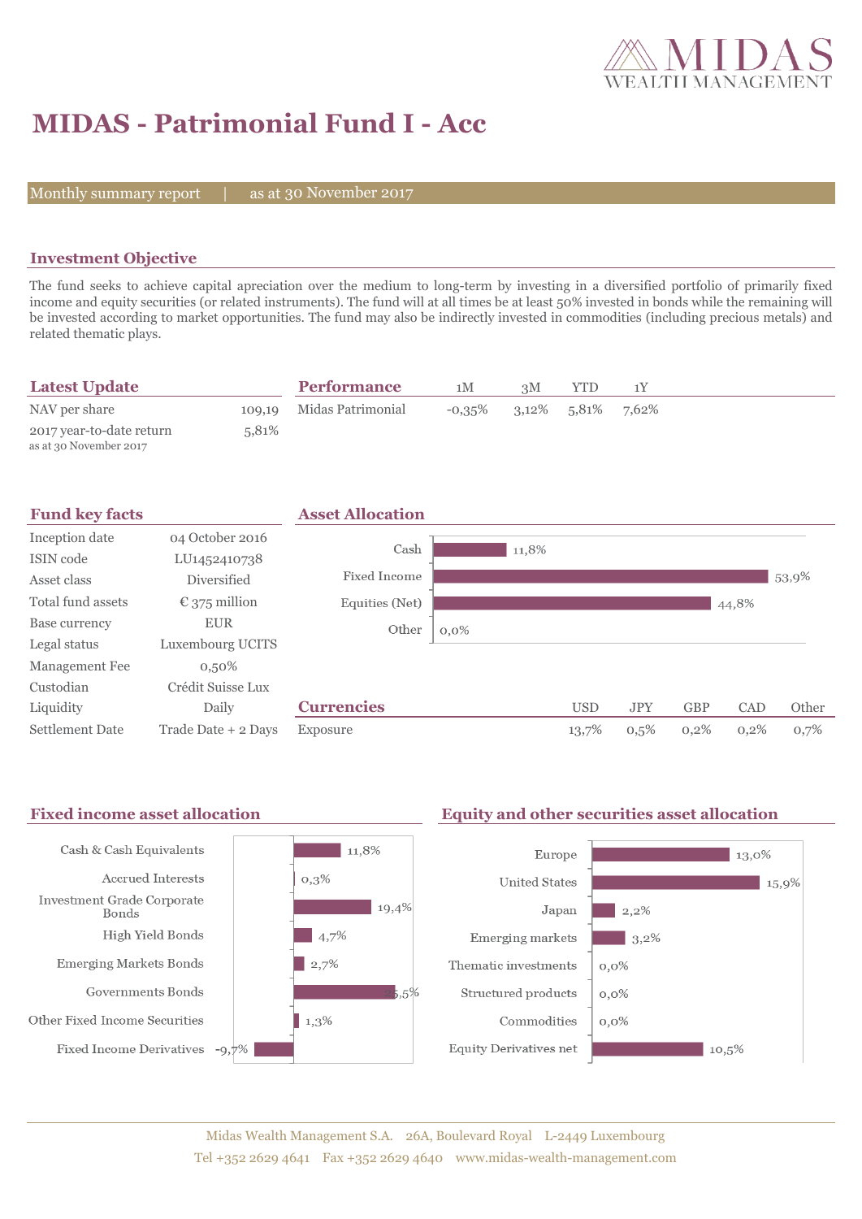# MIDAS - Patrimonial Fund I - Acc

Monthly summary report | as at 30 November 2017

## Investment Objective

The fund seeks to achieve capital apreciation over the medium to long-term by investing in a diversified portfolio of primarily fixed income and equity securities (or related instruments). The fund will at all times be at least 50% invested in bonds while the remaining will be invested according to market opportunities. The fund may also be indirectly invested in commodities (including precious metals) and related thematic plays.

## Latest Update

| | |
|---|---|
| NAV per share | 109,19 |
| 2017 year-to-date return<br>as at 30 November 2017 | 5,81% |

## Performance

| | 1M | 3M | YTD | 1Y |
|---|---|---|---|---|
| Midas Patrimonial | -0,35% | 3,12% | 5,81% | 7,62% |

## Fund key facts

| | |
|---|---|
| Inception date | 04 October 2016 |
| ISIN code | LU1452410738 |
| Asset class | Diversified |
| Total fund assets | € 375 million |
| Base currency | EUR |
| Legal status | Luxembourg UCITS |
| Management Fee | 0,50% |
| Custodian | Crédit Suisse Lux |
| Liquidity | Daily |
| Settlement Date | Trade Date + 2 Days |

## Asset Allocation

| | |
|---|---|
| Cash | 11,8% |
| Fixed Income | 53,9% |
| Equities (Net) | 44,8% |
| Other | 0,0% |

## Currencies

| | USD | JPY | GBP | CAD | Other |
|---|---|---|---|---|---|
| Exposure | 13,7% | 0,5% | 0,2% | 0,2% | 0,7% |

## Fixed income asset allocation

| | |
|---|---|
| Cash & Cash Equivalents | 11,8% |
| Accrued Interests | 0,3% |
| Investment Grade Corporate Bonds | 19,4% |
| High Yield Bonds | 4,7% |
| Emerging Markets Bonds | 2,7% |
| Governments Bonds | 25,5% |
| Other Fixed Income Securities | 1,3% |
| Fixed Income Derivatives | -9,7% |

## Equity and other securities asset allocation

| | |
|---|---|
| Europe | 13,0% |
| United States | 15,9% |
| Japan | 2,2% |
| Emerging markets | 3,2% |
| Thematic investments | 0,0% |
| Structured products | 0,0% |
| Commodities | 0,0% |
| Equity Derivatives net | 10,5% |

Midas Wealth Management S.A. 26A, Boulevard Royal L-2449 Luxembourg
Tel +352 2629 4641 Fax +352 2629 4640 www.midas-wealth-management.com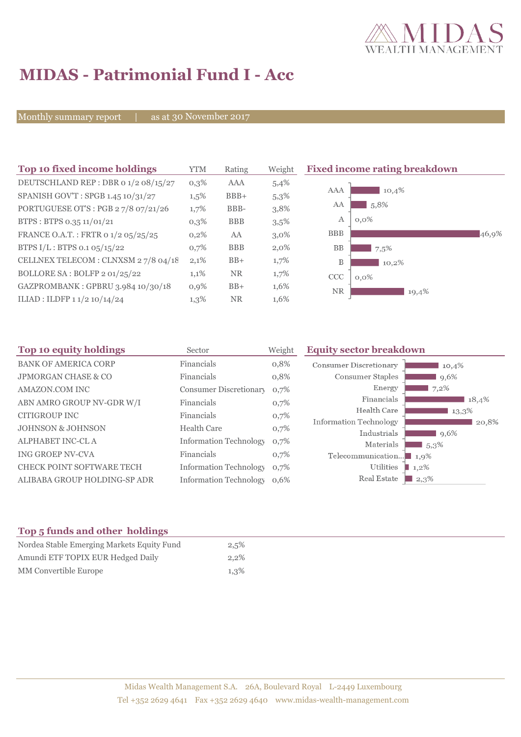# MIDAS - Patrimonial Fund I - Acc

Monthly summary report | as at 30 November 2017

## Top 10 fixed income holdings

| Top 10 fixed income holdings | YTM | Rating | Weight |
|---|---|---|---|
| DEUTSCHLAND REP : DBR 0 1/2 08/15/27 | 0,3% | AAA | 5,4% |
| SPANISH GOV'T : SPGB 1.45 10/31/27 | 1,5% | BBB+ | 5,3% |
| PORTUGUESE OT'S : PGB 2 7/8 07/21/26 | 1,7% | BBB- | 3,8% |
| BTPS : BTPS 0.35 11/01/21 | 0,3% | BBB | 3,5% |
| FRANCE O.A.T. : FRTR 0 1/2 05/25/25 | 0,2% | AA | 3,0% |
| BTPS I/L : BTPS 0.1 05/15/22 | 0,7% | BBB | 2,0% |
| CELLNEX TELECOM : CLNXSM 2 7/8 04/18 | 2,1% | BB+ | 1,7% |
| BOLLORE SA : BOLFP 2 01/25/22 | 1,1% | NR | 1,7% |
| GAZPROMBANK : GPBRU 3.984 10/30/18 | 0,9% | BB+ | 1,6% |
| ILIAD : ILDFP 1 1/2 10/14/24 | 1,3% | NR | 1,6% |

## Fixed income rating breakdown

| Rating | Weight |
|---|---|
| AAA | 10,4% |
| AA | 5,8% |
| A | 0,0% |
| BBB | 46,9% |
| BB | 7,5% |
| B | 10,2% |
| CCC | 0,0% |
| NR | 19,4% |

## Top 10 equity holdings

| Top 10 equity holdings | Sector | Weight |
|---|---|---|
| BANK OF AMERICA CORP | Financials | 0,8% |
| JPMORGAN CHASE & CO | Financials | 0,8% |
| AMAZON.COM INC | Consumer Discretionary | 0,7% |
| ABN AMRO GROUP NV-GDR W/I | Financials | 0,7% |
| CITIGROUP INC | Financials | 0,7% |
| JOHNSON & JOHNSON | Health Care | 0,7% |
| ALPHABET INC-CL A | Information Technology | 0,7% |
| ING GROEP NV-CVA | Financials | 0,7% |
| CHECK POINT SOFTWARE TECH | Information Technology | 0,7% |
| ALIBABA GROUP HOLDING-SP ADR | Information Technology | 0,6% |

## Equity sector breakdown

| Sector | Weight |
|---|---|
| Consumer Discretionary | 10,4% |
| Consumer Staples | 9,6% |
| Energy | 7,2% |
| Financials | 18,4% |
| Health Care | 13,3% |
| Information Technology | 20,8% |
| Industrials | 9,6% |
| Materials | 5,3% |
| Telecommunication... | 1,9% |
| Utilities | 1,2% |
| Real Estate | 2,3% |

## Top 5 funds and other holdings

| Top 5 funds and other holdings | |
|---|---|
| Nordea Stable Emerging Markets Equity Fund | 2,5% |
| Amundi ETF TOPIX EUR Hedged Daily | 2,2% |
| MM Convertible Europe | 1,3% |

Midas Wealth Management S.A. 26A, Boulevard Royal L-2449 Luxembourg
Tel +352 2629 4641 Fax +352 2629 4640 www.midas-wealth-management.com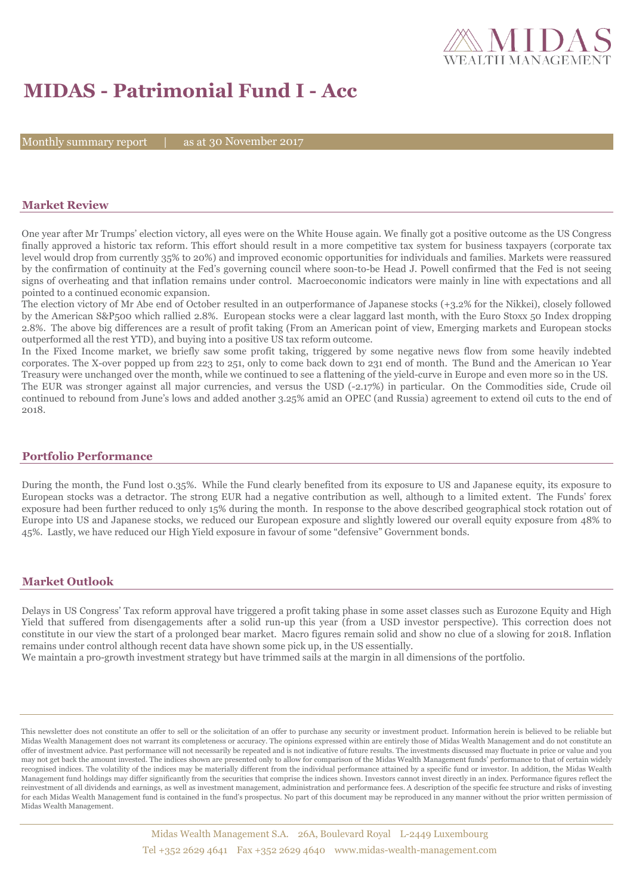# MIDAS - Patrimonial Fund I - Acc

Monthly summary report | as at 30 November 2017

## Market Review

One year after Mr Trumps' election victory, all eyes were on the White House again. We finally got a positive outcome as the US Congress finally approved a historic tax reform. This effort should result in a more competitive tax system for business taxpayers (corporate tax level would drop from currently 35% to 20%) and improved economic opportunities for individuals and families. Markets were reassured by the confirmation of continuity at the Fed's governing council where soon-to-be Head J. Powell confirmed that the Fed is not seeing signs of overheating and that inflation remains under control. Macroeconomic indicators were mainly in line with expectations and all pointed to a continued economic expansion.

The election victory of Mr Abe end of October resulted in an outperformance of Japanese stocks (+3.2% for the Nikkei), closely followed by the American S&P500 which rallied 2.8%. European stocks were a clear laggard last month, with the Euro Stoxx 50 Index dropping 2.8%. The above big differences are a result of profit taking (From an American point of view, Emerging markets and European stocks outperformed all the rest YTD), and buying into a positive US tax reform outcome.

In the Fixed Income market, we briefly saw some profit taking, triggered by some negative news flow from some heavily indebted corporates. The X-over popped up from 223 to 251, only to come back down to 231 end of month. The Bund and the American 10 Year Treasury were unchanged over the month, while we continued to see a flattening of the yield-curve in Europe and even more so in the US.

The EUR was stronger against all major currencies, and versus the USD (-2.17%) in particular. On the Commodities side, Crude oil continued to rebound from June's lows and added another 3.25% amid an OPEC (and Russia) agreement to extend oil cuts to the end of 2018.

## Portfolio Performance

During the month, the Fund lost 0.35%. While the Fund clearly benefited from its exposure to US and Japanese equity, its exposure to European stocks was a detractor. The strong EUR had a negative contribution as well, although to a limited extent. The Funds' forex exposure had been further reduced to only 15% during the month. In response to the above described geographical stock rotation out of Europe into US and Japanese stocks, we reduced our European exposure and slightly lowered our overall equity exposure from 48% to 45%. Lastly, we have reduced our High Yield exposure in favour of some "defensive" Government bonds.

## Market Outlook

Delays in US Congress' Tax reform approval have triggered a profit taking phase in some asset classes such as Eurozone Equity and High Yield that suffered from disengagements after a solid run-up this year (from a USD investor perspective). This correction does not constitute in our view the start of a prolonged bear market. Macro figures remain solid and show no clue of a slowing for 2018. Inflation remains under control although recent data have shown some pick up, in the US essentially.

We maintain a pro-growth investment strategy but have trimmed sails at the margin in all dimensions of the portfolio.

This newsletter does not constitute an offer to sell or the solicitation of an offer to purchase any security or investment product. Information herein is believed to be reliable but Midas Wealth Management does not warrant its completeness or accuracy. The opinions expressed within are entirely those of Midas Wealth Management and do not constitute an offer of investment advice. Past performance will not necessarily be repeated and is not indicative of future results. The investments discussed may fluctuate in price or value and you may not get back the amount invested. The indices shown are presented only to allow for comparison of the Midas Wealth Management funds' performance to that of certain widely recognised indices. The volatility of the indices may be materially different from the individual performance attained by a specific fund or investor. In addition, the Midas Wealth Management fund holdings may differ significantly from the securities that comprise the indices shown. Investors cannot invest directly in an index. Performance figures reflect the reinvestment of all dividends and earnings, as well as investment management, administration and performance fees. A description of the specific fee structure and risks of investing for each Midas Wealth Management fund is contained in the fund's prospectus. No part of this document may be reproduced in any manner without the prior written permission of Midas Wealth Management.

Midas Wealth Management S.A. 26A, Boulevard Royal L-2449 Luxembourg
Tel +352 2629 4641 Fax +352 2629 4640 www.midas-wealth-management.com